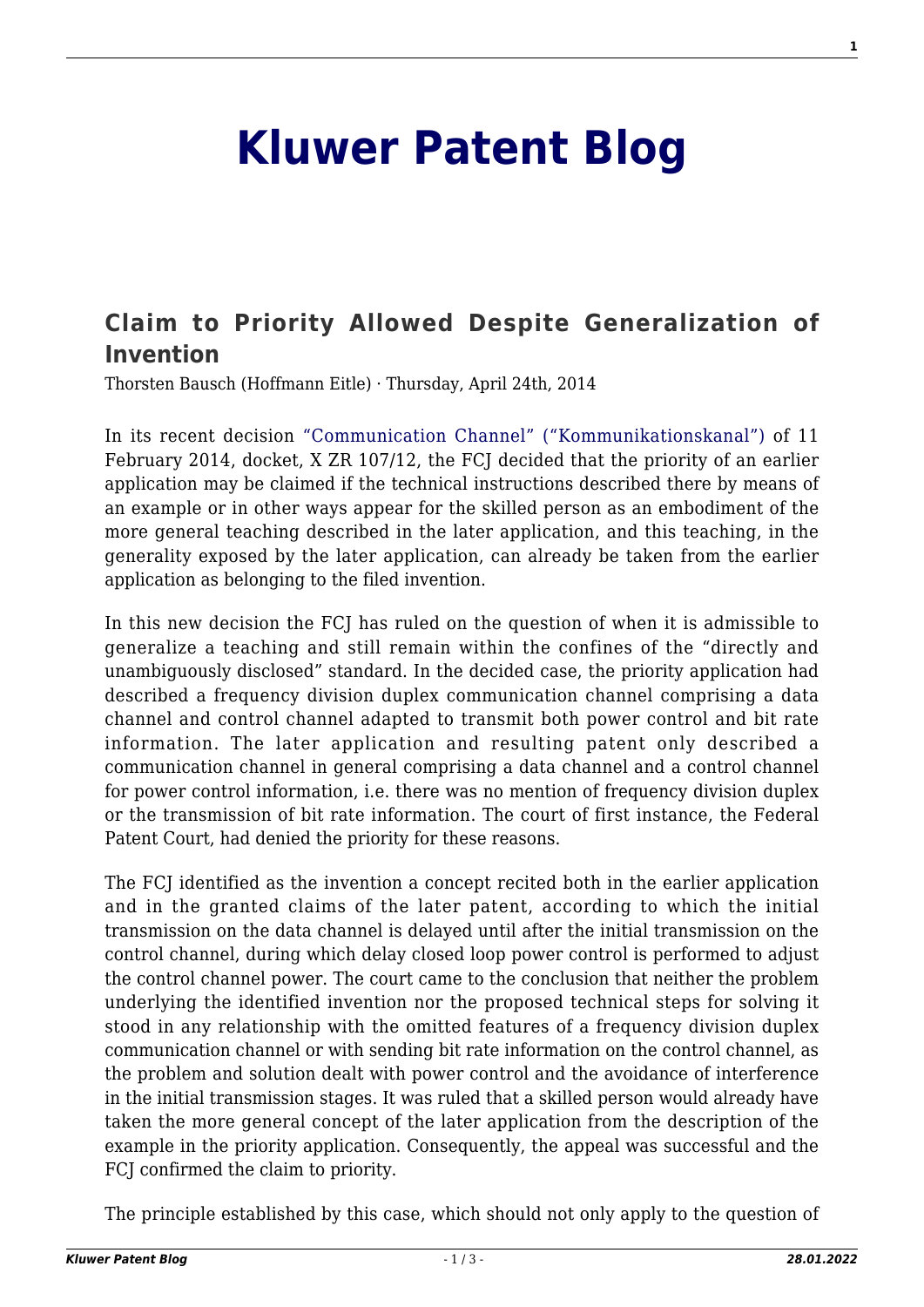# Kluwer Patent Blog

## Claim to Priority Allowed Despite Generalization of Invention

Thorsten Bausch (Hoffmann Eitle) · Thursday, April 24th, 2014

In its recent decision "Communication Channel" ("Kommunikationskanal") of 11 February 2014, docket, X ZR 107/12, the FCJ decided that the priority of an earlier application may be claimed if the technical instructions described there by means of an example or in other ways appear for the skilled person as an embodiment of the more general teaching described in the later application, and this teaching, in the generality exposed by the later application, can already be taken from the earlier application as belonging to the filed invention.

In this new decision the FCJ has ruled on the question of when it is admissible to generalize a teaching and still remain within the confines of the "directly and unambiguously disclosed" standard. In the decided case, the priority application had described a frequency division duplex communication channel comprising a data channel and control channel adapted to transmit both power control and bit rate information. The later application and resulting patent only described a communication channel in general comprising a data channel and a control channel for power control information, i.e. there was no mention of frequency division duplex or the transmission of bit rate information. The court of first instance, the Federal Patent Court, had denied the priority for these reasons.

The FCJ identified as the invention a concept recited both in the earlier application and in the granted claims of the later patent, according to which the initial transmission on the data channel is delayed until after the initial transmission on the control channel, during which delay closed loop power control is performed to adjust the control channel power. The court came to the conclusion that neither the problem underlying the identified invention nor the proposed technical steps for solving it stood in any relationship with the omitted features of a frequency division duplex communication channel or with sending bit rate information on the control channel, as the problem and solution dealt with power control and the avoidance of interference in the initial transmission stages. It was ruled that a skilled person would already have taken the more general concept of the later application from the description of the example in the priority application. Consequently, the appeal was successful and the FCJ confirmed the claim to priority.

The principle established by this case, which should not only apply to the question of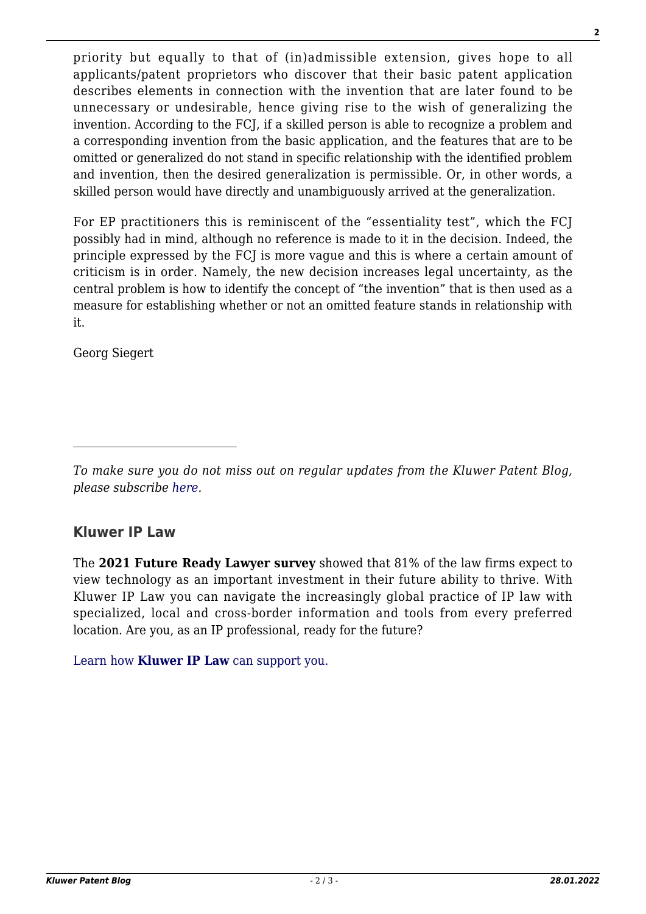priority but equally to that of (in)admissible extension, gives hope to all applicants/patent proprietors who discover that their basic patent application describes elements in connection with the invention that are later found to be unnecessary or undesirable, hence giving rise to the wish of generalizing the invention. According to the FCJ, if a skilled person is able to recognize a problem and a corresponding invention from the basic application, and the features that are to be omitted or generalized do not stand in specific relationship with the identified problem and invention, then the desired generalization is permissible. Or, in other words, a skilled person would have directly and unambiguously arrived at the generalization.

For EP practitioners this is reminiscent of the "essentiality test", which the FCJ possibly had in mind, although no reference is made to it in the decision. Indeed, the principle expressed by the FCJ is more vague and this is where a certain amount of criticism is in order. Namely, the new decision increases legal uncertainty, as the central problem is how to identify the concept of "the invention" that is then used as a measure for establishing whether or not an omitted feature stands in relationship with it.

Georg Siegert

---

*To make sure you do not miss out on regular updates from the Kluwer Patent Blog, please subscribe here.*

## Kluwer IP Law

The **2021 Future Ready Lawyer survey** showed that 81% of the law firms expect to view technology as an important investment in their future ability to thrive. With Kluwer IP Law you can navigate the increasingly global practice of IP law with specialized, local and cross-border information and tools from every preferred location. Are you, as an IP professional, ready for the future?

Learn how **Kluwer IP Law** can support you.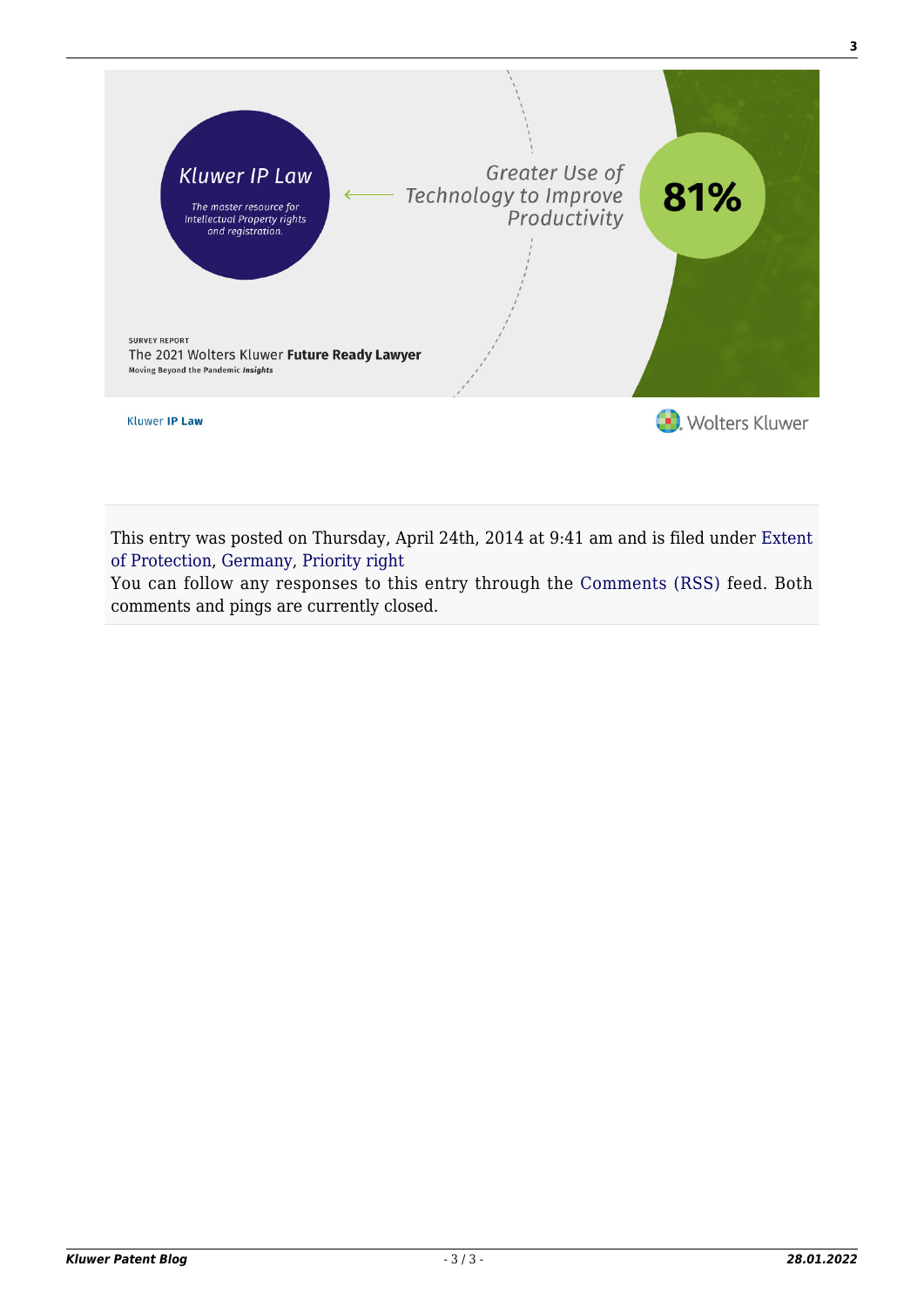Kluwer IP Law

The master resource for Intellectual Property rights and registration.

Greater Use of Technology to Improve Productivity

81%

SURVEY REPORT

The 2021 Wolters Kluwer **Future Ready Lawyer**

Moving Beyond the Pandemic *Insights*

Kluwer **IP Law**

Wolters Kluwer

This entry was posted on Thursday, April 24th, 2014 at 9:41 am and is filed under Extent of Protection, Germany, Priority right

You can follow any responses to this entry through the Comments (RSS) feed. Both comments and pings are currently closed.